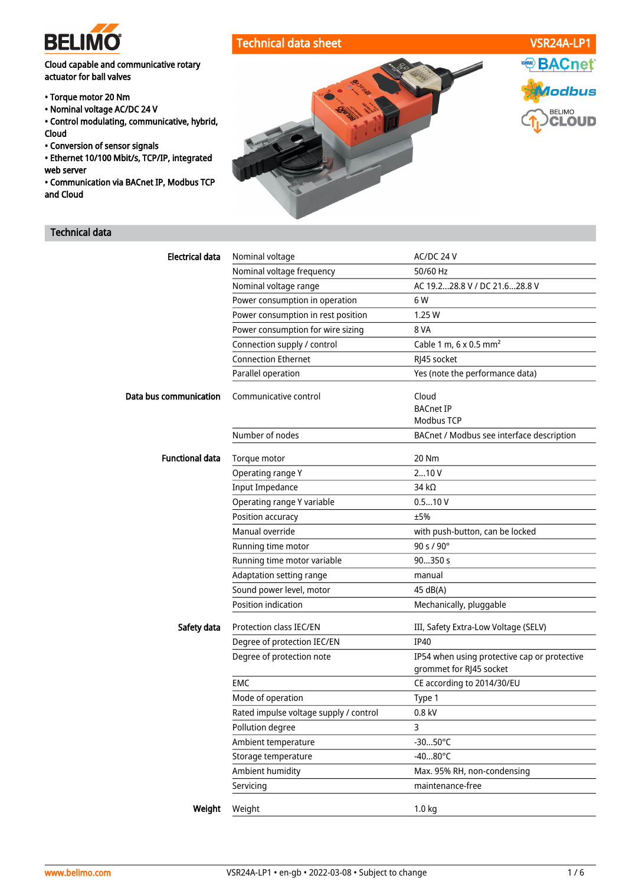# Technical data sheet VSR24A-LP1

Cloud capable and communicative rotary actuator for ball valves

- Torque motor 20 Nm
- Nominal voltage AC/DC 24 V
- Control modulating, communicative, hybrid, Cloud
- Conversion of sensor signals
- Ethernet 10/100 Mbit/s, TCP/IP, integrated web server
- Communication via BACnet IP, Modbus TCP and Cloud

## Technical data

| | | |
|---|---|---|
| **Electrical data** | Nominal voltage | AC/DC 24 V |
| | Nominal voltage frequency | 50/60 Hz |
| | Nominal voltage range | AC 19.2...28.8 V / DC 21.6...28.8 V |
| | Power consumption in operation | 6 W |
| | Power consumption in rest position | 1.25 W |
| | Power consumption for wire sizing | 8 VA |
| | Connection supply / control | Cable 1 m, 6 x 0.5 mm² |
| | Connection Ethernet | RJ45 socket |
| | Parallel operation | Yes (note the performance data) |
| **Data bus communication** | Communicative control | Cloud<br>BACnet IP<br>Modbus TCP |
| | Number of nodes | BACnet / Modbus see interface description |
| **Functional data** | Torque motor | 20 Nm |
| | Operating range Y | 2...10 V |
| | Input Impedance | 34 kΩ |
| | Operating range Y variable | 0.5...10 V |
| | Position accuracy | ±5% |
| | Manual override | with push-button, can be locked |
| | Running time motor | 90 s / 90° |
| | Running time motor variable | 90...350 s |
| | Adaptation setting range | manual |
| | Sound power level, motor | 45 dB(A) |
| | Position indication | Mechanically, pluggable |
| **Safety data** | Protection class IEC/EN | III, Safety Extra-Low Voltage (SELV) |
| | Degree of protection IEC/EN | IP40 |
| | Degree of protection note | IP54 when using protective cap or protective grommet for RJ45 socket |
| | EMC | CE according to 2014/30/EU |
| | Mode of operation | Type 1 |
| | Rated impulse voltage supply / control | 0.8 kV |
| | Pollution degree | 3 |
| | Ambient temperature | -30...50°C |
| | Storage temperature | -40...80°C |
| | Ambient humidity | Max. 95% RH, non-condensing |
| | Servicing | maintenance-free |
| **Weight** | Weight | 1.0 kg |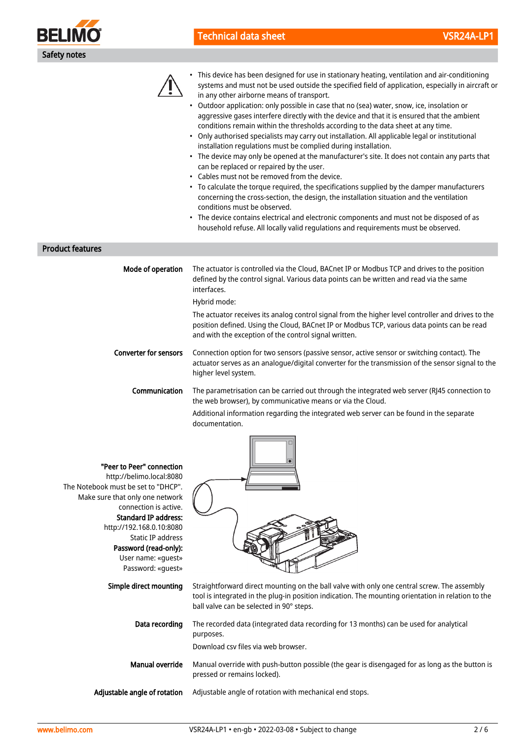## Safety notes

- This device has been designed for use in stationary heating, ventilation and air-conditioning systems and must not be used outside the specified field of application, especially in aircraft or in any other airborne means of transport.
- Outdoor application: only possible in case that no (sea) water, snow, ice, insolation or aggressive gases interfere directly with the device and that it is ensured that the ambient conditions remain within the thresholds according to the data sheet at any time.
- Only authorised specialists may carry out installation. All applicable legal or institutional installation regulations must be complied during installation.
- The device may only be opened at the manufacturer's site. It does not contain any parts that can be replaced or repaired by the user.
- Cables must not be removed from the device.
- To calculate the torque required, the specifications supplied by the damper manufacturers concerning the cross-section, the design, the installation situation and the ventilation conditions must be observed.
- The device contains electrical and electronic components and must not be disposed of as household refuse. All locally valid regulations and requirements must be observed.

## Product features

**Mode of operation**

The actuator is controlled via the Cloud, BACnet IP or Modbus TCP and drives to the position defined by the control signal. Various data points can be written and read via the same interfaces.

Hybrid mode:

The actuator receives its analog control signal from the higher level controller and drives to the position defined. Using the Cloud, BACnet IP or Modbus TCP, various data points can be read and with the exception of the control signal written.

**Converter for sensors**

Connection option for two sensors (passive sensor, active sensor or switching contact). The actuator serves as an analogue/digital converter for the transmission of the sensor signal to the higher level system.

**Communication**

The parametrisation can be carried out through the integrated web server (RJ45 connection to the web browser), by communicative means or via the Cloud.

Additional information regarding the integrated web server can be found in the separate documentation.

**"Peer to Peer" connection**
http://belimo.local:8080
The Notebook must be set to "DHCP".
Make sure that only one network connection is active.
**Standard IP address:**
http://192.168.0.10:8080
Static IP address
**Password (read-only):**
User name: «guest»
Password: «guest»

**Simple direct mounting**

Straightforward direct mounting on the ball valve with only one central screw. The assembly tool is integrated in the plug-in position indication. The mounting orientation in relation to the ball valve can be selected in 90° steps.

**Data recording**

The recorded data (integrated data recording for 13 months) can be used for analytical purposes.

Download csv files via web browser.

**Manual override**

Manual override with push-button possible (the gear is disengaged for as long as the button is pressed or remains locked).

**Adjustable angle of rotation**

Adjustable angle of rotation with mechanical end stops.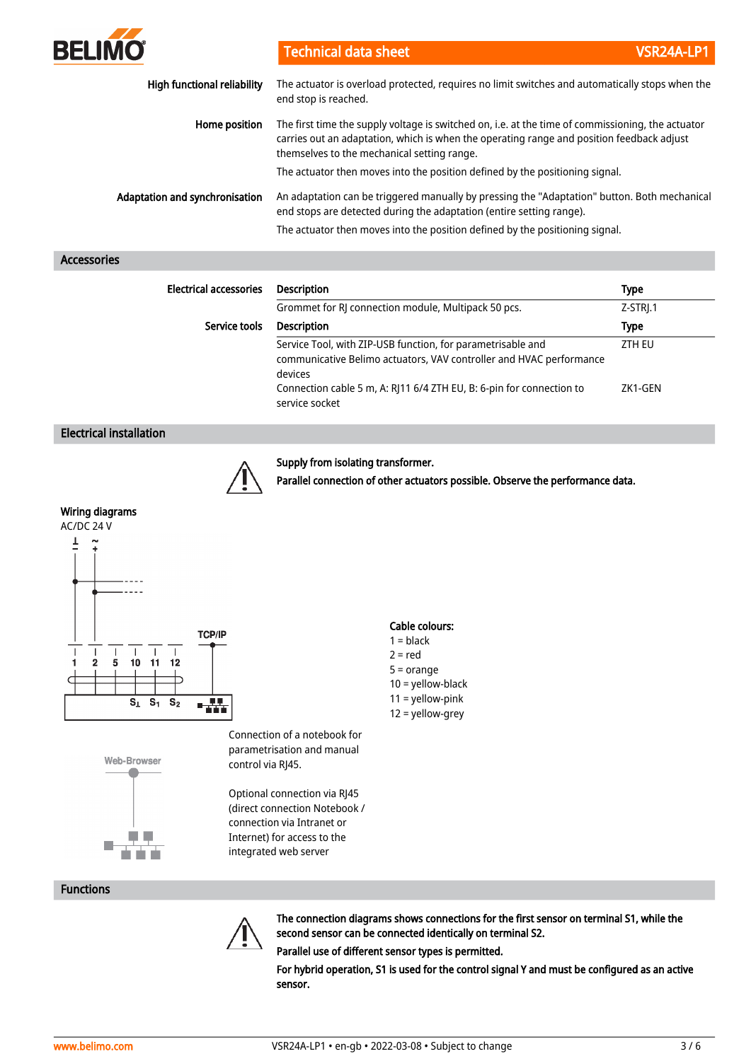**High functional reliability**

The actuator is overload protected, requires no limit switches and automatically stops when the end stop is reached.

**Home position**

The first time the supply voltage is switched on, i.e. at the time of commissioning, the actuator carries out an adaptation, which is when the operating range and position feedback adjust themselves to the mechanical setting range.

The actuator then moves into the position defined by the positioning signal.

**Adaptation and synchronisation**

An adaptation can be triggered manually by pressing the "Adaptation" button. Both mechanical end stops are detected during the adaptation (entire setting range).

The actuator then moves into the position defined by the positioning signal.

## Accessories

**Electrical accessories**

| Description | Type |
| --- | --- |
| Grommet for RJ connection module, Multipack 50 pcs. | Z-STRJ.1 |

**Service tools**

| Description | Type |
| --- | --- |
| Service Tool, with ZIP-USB function, for parametrisable and communicative Belimo actuators, VAV controller and HVAC performance devices | ZTH EU |
| Connection cable 5 m, A: RJ11 6/4 ZTH EU, B: 6-pin for connection to service socket | ZK1-GEN |

## Electrical installation

**Supply from isolating transformer.**

**Parallel connection of other actuators possible. Observe the performance data.**

### Wiring diagrams

AC/DC 24 V

Cable colours:
1 = black
2 = red
5 = orange
10 = yellow-black
11 = yellow-pink
12 = yellow-grey

Connection of a notebook for parametrisation and manual control via RJ45.

Optional connection via RJ45 (direct connection Notebook / connection via Intranet or Internet) for access to the integrated web server

## Functions

**The connection diagrams shows connections for the first sensor on terminal S1, while the second sensor can be connected identically on terminal S2.**

**Parallel use of different sensor types is permitted.**

**For hybrid operation, S1 is used for the control signal Y and must be configured as an active sensor.**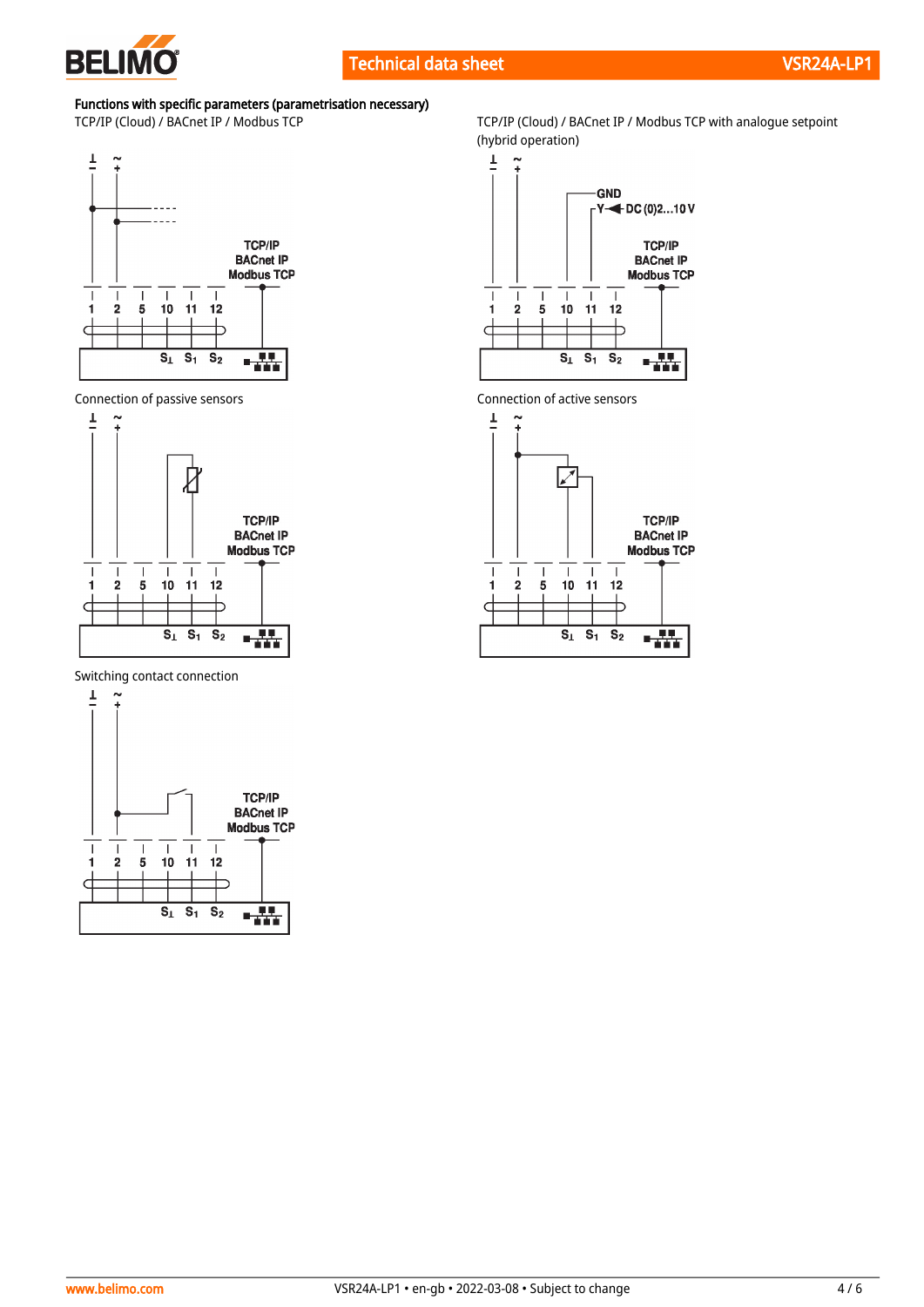**Functions with specific parameters (parametrisation necessary)**

TCP/IP (Cloud) / BACnet IP / Modbus TCP

TCP/IP (Cloud) / BACnet IP / Modbus TCP with analogue setpoint (hybrid operation)

Connection of passive sensors

Connection of active sensors

Switching contact connection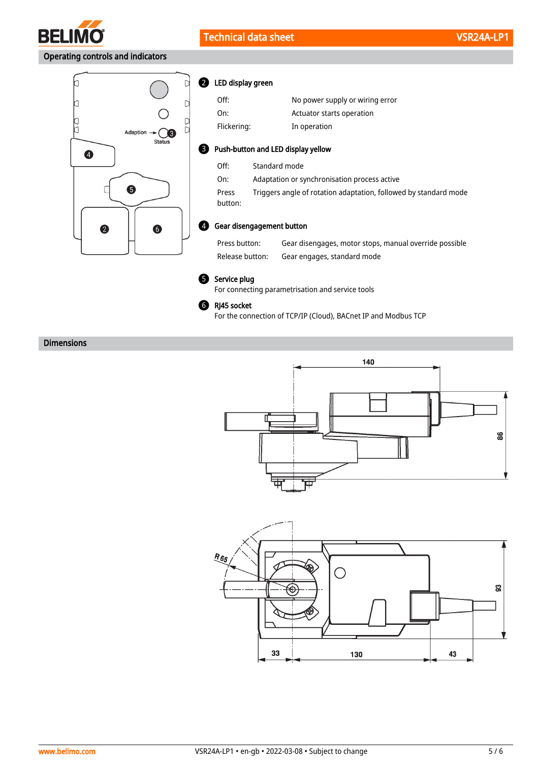## Operating controls and indicators

**2 LED display green**

| | |
|---|---|
| Off: | No power supply or wiring error |
| On: | Actuator starts operation |
| Flickering: | In operation |

**3 Push-button and LED display yellow**

| | |
|---|---|
| Off: | Standard mode |
| On: | Adaptation or synchronisation process active |
| Press button: | Triggers angle of rotation adaptation, followed by standard mode |

**4 Gear disengagement button**

| | |
|---|---|
| Press button: | Gear disengages, motor stops, manual override possible |
| Release button: | Gear engages, standard mode |

**5 Service plug**

For connecting parametrisation and service tools

**6 RJ45 socket**

For the connection of TCP/IP (Cloud), BACnet IP and Modbus TCP

## Dimensions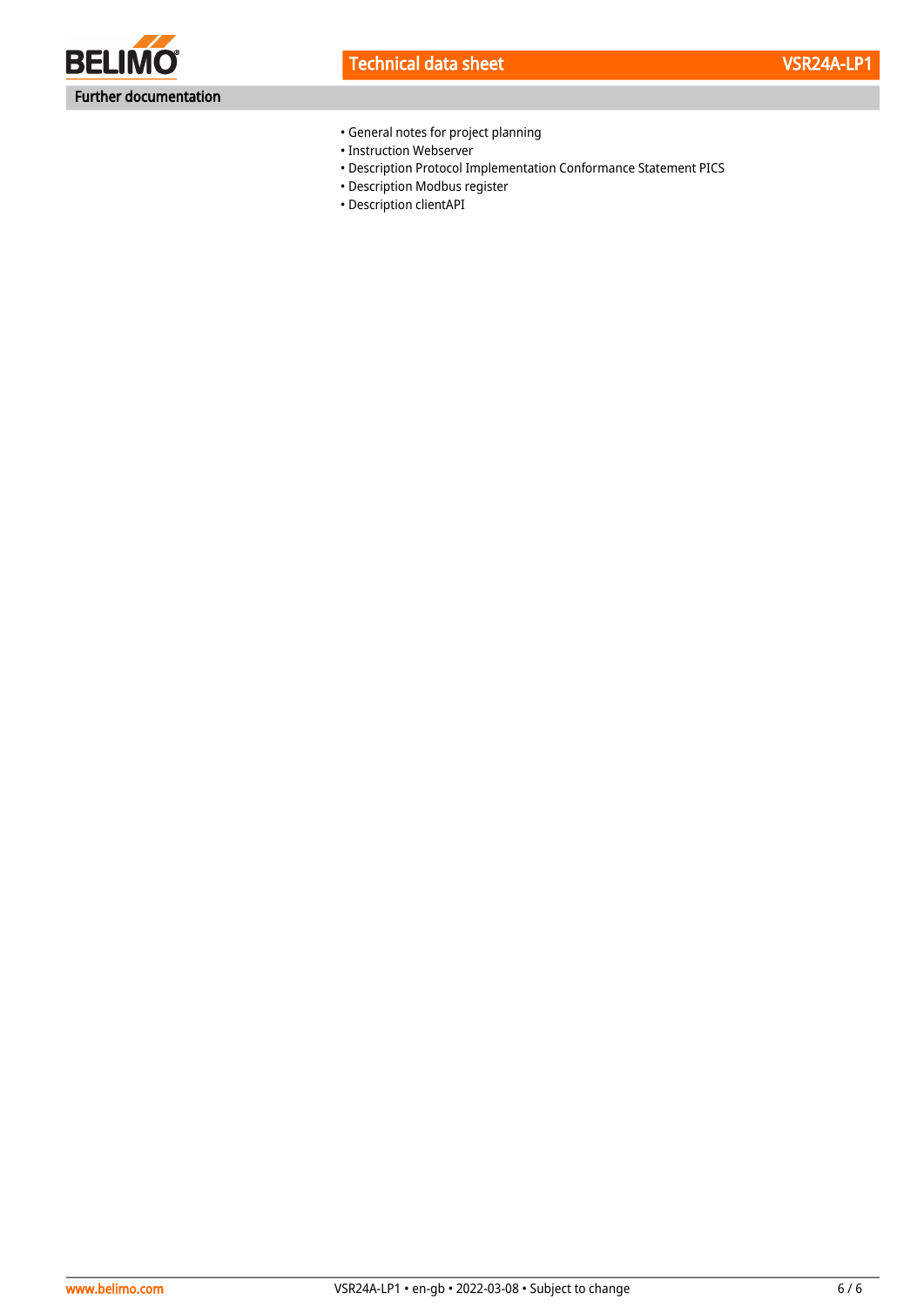## Further documentation

- General notes for project planning
- Instruction Webserver
- Description Protocol Implementation Conformance Statement PICS
- Description Modbus register
- Description clientAPI